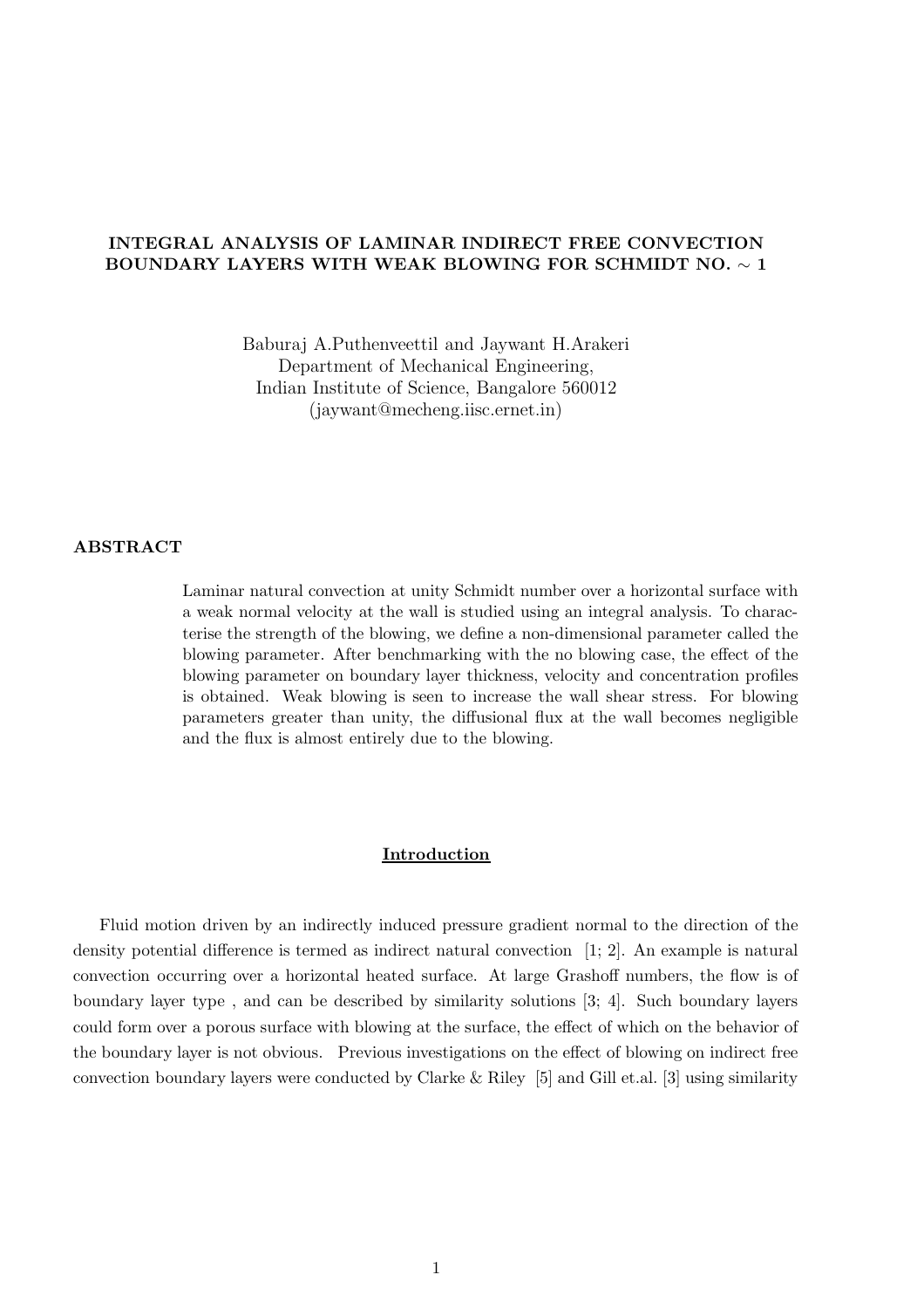# INTEGRAL ANALYSIS OF LAMINAR INDIRECT FREE CONVECTION BOUNDARY LAYERS WITH WEAK BLOWING FOR SCHMIDT NO. $\sim$ 1

Baburaj A.Puthenveettil and Jaywant H.Arakeri
Department of Mechanical Engineering,
Indian Institute of Science, Bangalore 560012
(jaywant@mecheng.iisc.ernet.in)

## ABSTRACT

Laminar natural convection at unity Schmidt number over a horizontal surface with a weak normal velocity at the wall is studied using an integral analysis. To characterise the strength of the blowing, we define a non-dimensional parameter called the blowing parameter. After benchmarking with the no blowing case, the effect of the blowing parameter on boundary layer thickness, velocity and concentration profiles is obtained. Weak blowing is seen to increase the wall shear stress. For blowing parameters greater than unity, the diffusional flux at the wall becomes negligible and the flux is almost entirely due to the blowing.

## Introduction

Fluid motion driven by an indirectly induced pressure gradient normal to the direction of the density potential difference is termed as indirect natural convection [1; 2]. An example is natural convection occurring over a horizontal heated surface. At large Grashoff numbers, the flow is of boundary layer type , and can be described by similarity solutions [3; 4]. Such boundary layers could form over a porous surface with blowing at the surface, the effect of which on the behavior of the boundary layer is not obvious. Previous investigations on the effect of blowing on indirect free convection boundary layers were conducted by Clarke & Riley [5] and Gill et.al. [3] using similarity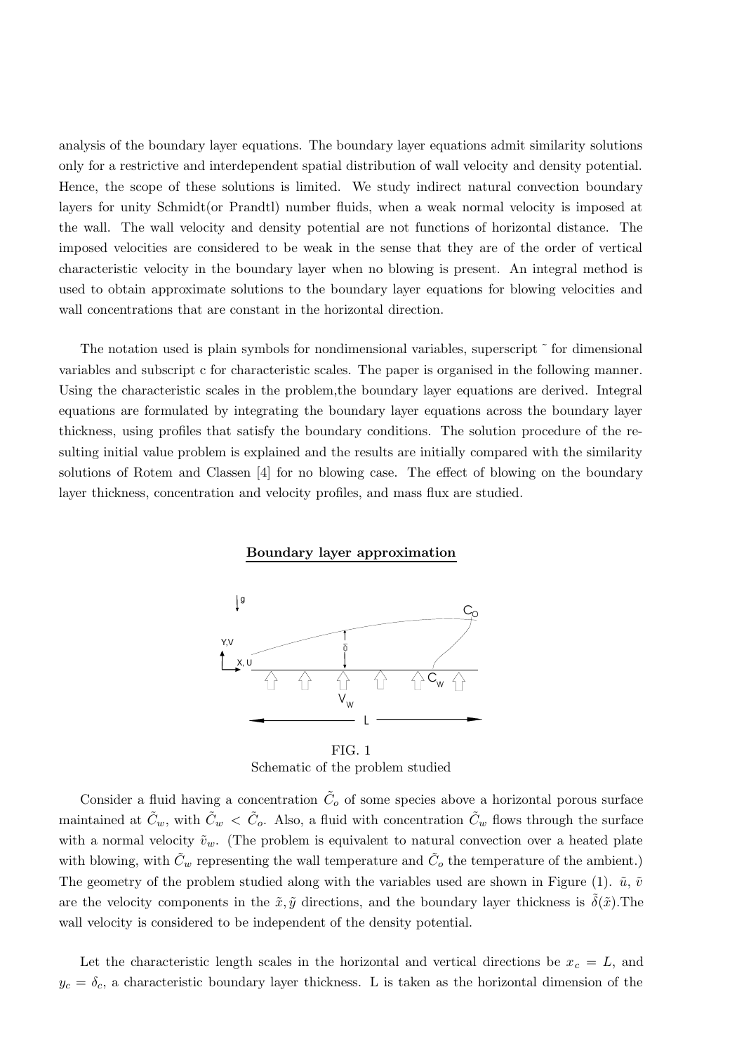analysis of the boundary layer equations. The boundary layer equations admit similarity solutions only for a restrictive and interdependent spatial distribution of wall velocity and density potential. Hence, the scope of these solutions is limited. We study indirect natural convection boundary layers for unity Schmidt(or Prandtl) number fluids, when a weak normal velocity is imposed at the wall. The wall velocity and density potential are not functions of horizontal distance. The imposed velocities are considered to be weak in the sense that they are of the order of vertical characteristic velocity in the boundary layer when no blowing is present. An integral method is used to obtain approximate solutions to the boundary layer equations for blowing velocities and wall concentrations that are constant in the horizontal direction.

The notation used is plain symbols for nondimensional variables, superscript ˜ for dimensional variables and subscript c for characteristic scales. The paper is organised in the following manner. Using the characteristic scales in the problem,the boundary layer equations are derived. Integral equations are formulated by integrating the boundary layer equations across the boundary layer thickness, using profiles that satisfy the boundary conditions. The solution procedure of the resulting initial value problem is explained and the results are initially compared with the similarity solutions of Rotem and Classen [4] for no blowing case. The effect of blowing on the boundary layer thickness, concentration and velocity profiles, and mass flux are studied.

## Boundary layer approximation

FIG. 1
Schematic of the problem studied

Consider a fluid having a concentration $\tilde{C}_o$ of some species above a horizontal porous surface maintained at $\tilde{C}_w$, with $\tilde{C}_w < \tilde{C}_o$. Also, a fluid with concentration $\tilde{C}_w$ flows through the surface with a normal velocity $\tilde{v}_w$. (The problem is equivalent to natural convection over a heated plate with blowing, with $\tilde{C}_w$ representing the wall temperature and $\tilde{C}_o$ the temperature of the ambient.) The geometry of the problem studied along with the variables used are shown in Figure (1). $\tilde{u}$, $\tilde{v}$ are the velocity components in the $\tilde{x}, \tilde{y}$ directions, and the boundary layer thickness is $\tilde{\delta}(\tilde{x})$.The wall velocity is considered to be independent of the density potential.

Let the characteristic length scales in the horizontal and vertical directions be $x_c = L$, and $y_c = \delta_c$, a characteristic boundary layer thickness. L is taken as the horizontal dimension of the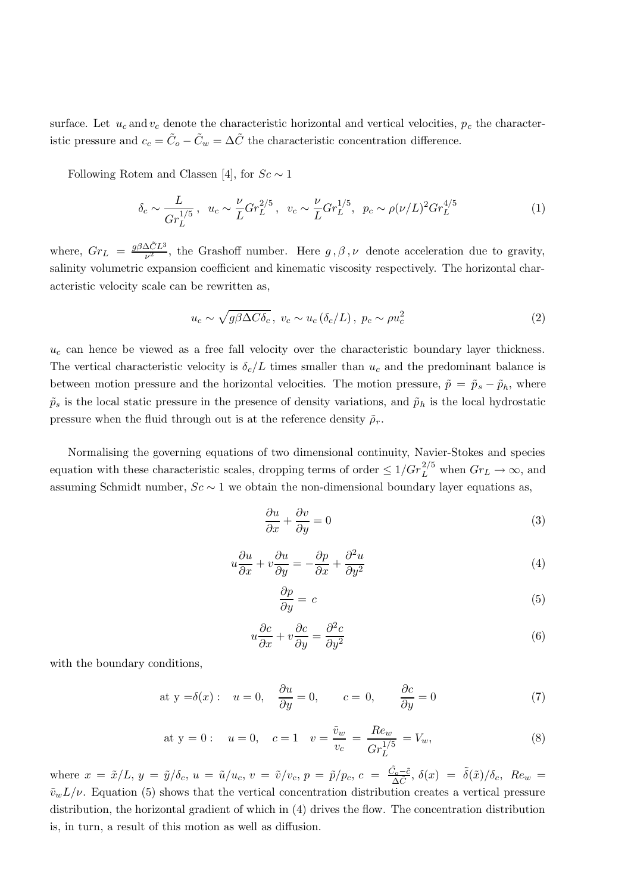surface. Let $u_c$ and $v_c$ denote the characteristic horizontal and vertical velocities, $p_c$ the characteristic pressure and $c_c = \tilde{C}_o - \tilde{C}_w = \Delta\tilde{C}$ the characteristic concentration difference.

Following Rotem and Classen [4], for $Sc \sim 1$

$$\delta_c \sim \frac{L}{Gr_L^{1/5}}\,, \quad u_c \sim \frac{\nu}{L} Gr_L^{2/5}\,, \quad v_c \sim \frac{\nu}{L} Gr_L^{1/5}, \quad p_c \sim \rho(\nu/L)^2 Gr_L^{4/5} \tag{1}$$

where, $Gr_L = \frac{g\beta\Delta\tilde{C}L^3}{\nu^2}$, the Grashoff number. Here $g\,,\beta\,,\nu$ denote acceleration due to gravity, salinity volumetric expansion coefficient and kinematic viscosity respectively. The horizontal characteristic velocity scale can be rewritten as,

$$u_c \sim \sqrt{g\beta\Delta C\delta_c}\,, \; v_c \sim u_c\,(\delta_c/L)\,, \; p_c \sim \rho u_c^2 \tag{2}$$

$u_c$ can hence be viewed as a free fall velocity over the characteristic boundary layer thickness. The vertical characteristic velocity is $\delta_c/L$ times smaller than $u_c$ and the predominant balance is between motion pressure and the horizontal velocities. The motion pressure, $\tilde{p} = \tilde{p}_s - \tilde{p}_h$, where $\tilde{p}_s$ is the local static pressure in the presence of density variations, and $\tilde{p}_h$ is the local hydrostatic pressure when the fluid through out is at the reference density $\tilde{\rho}_r$.

Normalising the governing equations of two dimensional continuity, Navier-Stokes and species equation with these characteristic scales, dropping terms of order $\leq 1/Gr_L^{2/5}$ when $Gr_L \to \infty$, and assuming Schmidt number, $Sc \sim 1$ we obtain the non-dimensional boundary layer equations as,

$$\frac{\partial u}{\partial x} + \frac{\partial v}{\partial y} = 0 \tag{3}$$

$$u\frac{\partial u}{\partial x} + v\frac{\partial u}{\partial y} = -\frac{\partial p}{\partial x} + \frac{\partial^2 u}{\partial y^2} \tag{4}$$

$$\frac{\partial p}{\partial y} = c \tag{5}$$

$$u\frac{\partial c}{\partial x} + v\frac{\partial c}{\partial y} = \frac{\partial^2 c}{\partial y^2} \tag{6}$$

with the boundary conditions,

$$\text{at y} = \delta(x): \quad u = 0, \quad \frac{\partial u}{\partial y} = 0, \qquad c = 0, \qquad \frac{\partial c}{\partial y} = 0 \tag{7}$$

$$\text{at y} = 0: \quad u = 0, \quad c = 1 \quad v = \frac{\tilde{v}_w}{v_c} = \frac{Re_w}{Gr_L^{1/5}} = V_w, \tag{8}$$

where $x = \tilde{x}/L$, $y = \tilde{y}/\delta_c$, $u = \tilde{u}/u_c$, $v = \tilde{v}/v_c$, $p = \tilde{p}/p_c$, $c = \frac{\tilde{C}_o - \tilde{c}}{\Delta\tilde{C}}$, $\delta(x) = \tilde{\delta}(\tilde{x})/\delta_c$, $Re_w = \tilde{v}_w L/\nu$. Equation (5) shows that the vertical concentration distribution creates a vertical pressure distribution, the horizontal gradient of which in (4) drives the flow. The concentration distribution is, in turn, a result of this motion as well as diffusion.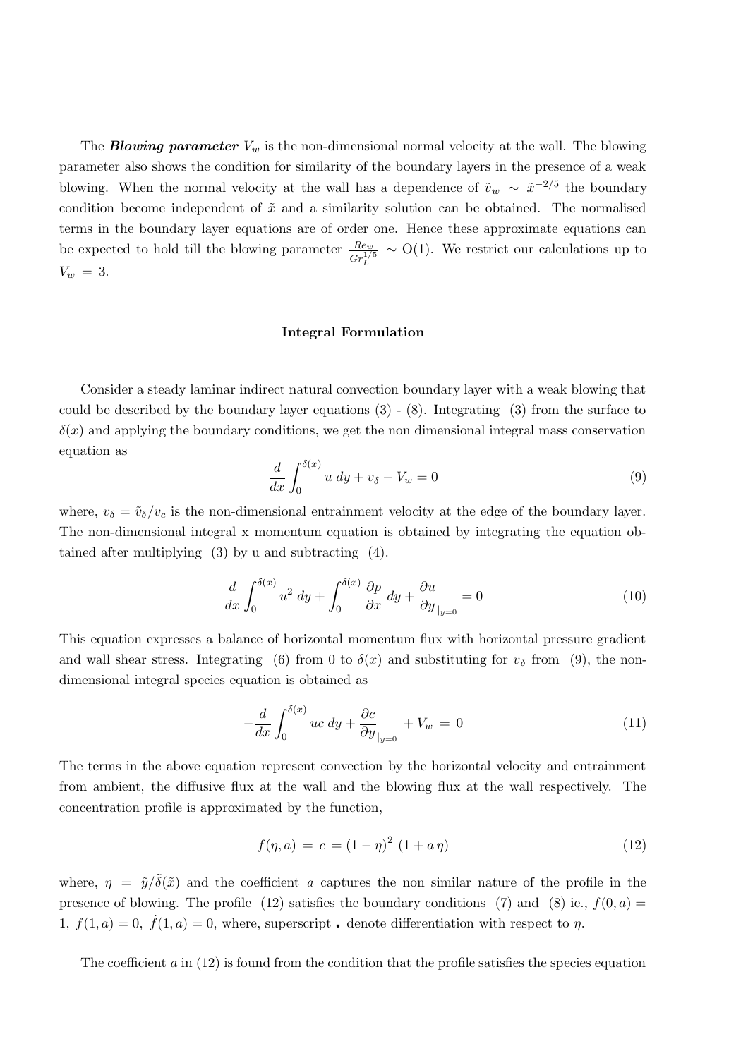The ***Blowing parameter*** $V_w$ is the non-dimensional normal velocity at the wall. The blowing parameter also shows the condition for similarity of the boundary layers in the presence of a weak blowing. When the normal velocity at the wall has a dependence of $\tilde{v}_w \sim \tilde{x}^{-2/5}$ the boundary condition become independent of $\tilde{x}$ and a similarity solution can be obtained. The normalised terms in the boundary layer equations are of order one. Hence these approximate equations can be expected to hold till the blowing parameter $\frac{Re_w}{Gr_L^{1/5}} \sim$ O(1). We restrict our calculations up to $V_w = 3$.

## Integral Formulation

Consider a steady laminar indirect natural convection boundary layer with a weak blowing that could be described by the boundary layer equations (3) - (8). Integrating (3) from the surface to $\delta(x)$ and applying the boundary conditions, we get the non dimensional integral mass conservation equation as

$$\frac{d}{dx}\int_0^{\delta(x)} u \; dy + v_\delta - V_w = 0 \tag{9}$$

where, $v_\delta = \tilde{v}_\delta / v_c$ is the non-dimensional entrainment velocity at the edge of the boundary layer. The non-dimensional integral x momentum equation is obtained by integrating the equation obtained after multiplying (3) by u and subtracting (4).

$$\frac{d}{dx}\int_0^{\delta(x)} u^2 \; dy + \int_0^{\delta(x)} \frac{\partial p}{\partial x} \; dy + \frac{\partial u}{\partial y}_{|_{y=0}} = 0 \tag{10}$$

This equation expresses a balance of horizontal momentum flux with horizontal pressure gradient and wall shear stress. Integrating (6) from 0 to $\delta(x)$ and substituting for $v_\delta$ from (9), the non-dimensional integral species equation is obtained as

$$-\frac{d}{dx}\int_0^{\delta(x)} uc \; dy + \frac{\partial c}{\partial y}_{|_{y=0}} + V_w \; = \; 0 \tag{11}$$

The terms in the above equation represent convection by the horizontal velocity and entrainment from ambient, the diffusive flux at the wall and the blowing flux at the wall respectively. The concentration profile is approximated by the function,

$$f(\eta, a) \; = \; c \; = (1-\eta)^2 \; (1 + a\,\eta) \tag{12}$$

where, $\eta = \tilde{y}/\tilde{\delta}(\tilde{x})$ and the coefficient $a$ captures the non similar nature of the profile in the presence of blowing. The profile (12) satisfies the boundary conditions (7) and (8) ie., $f(0, a) = 1$, $f(1, a) = 0$, $\dot{f}(1, a) = 0$, where, superscript $\bullet$ denote differentiation with respect to $\eta$.

The coefficient $a$ in (12) is found from the condition that the profile satisfies the species equation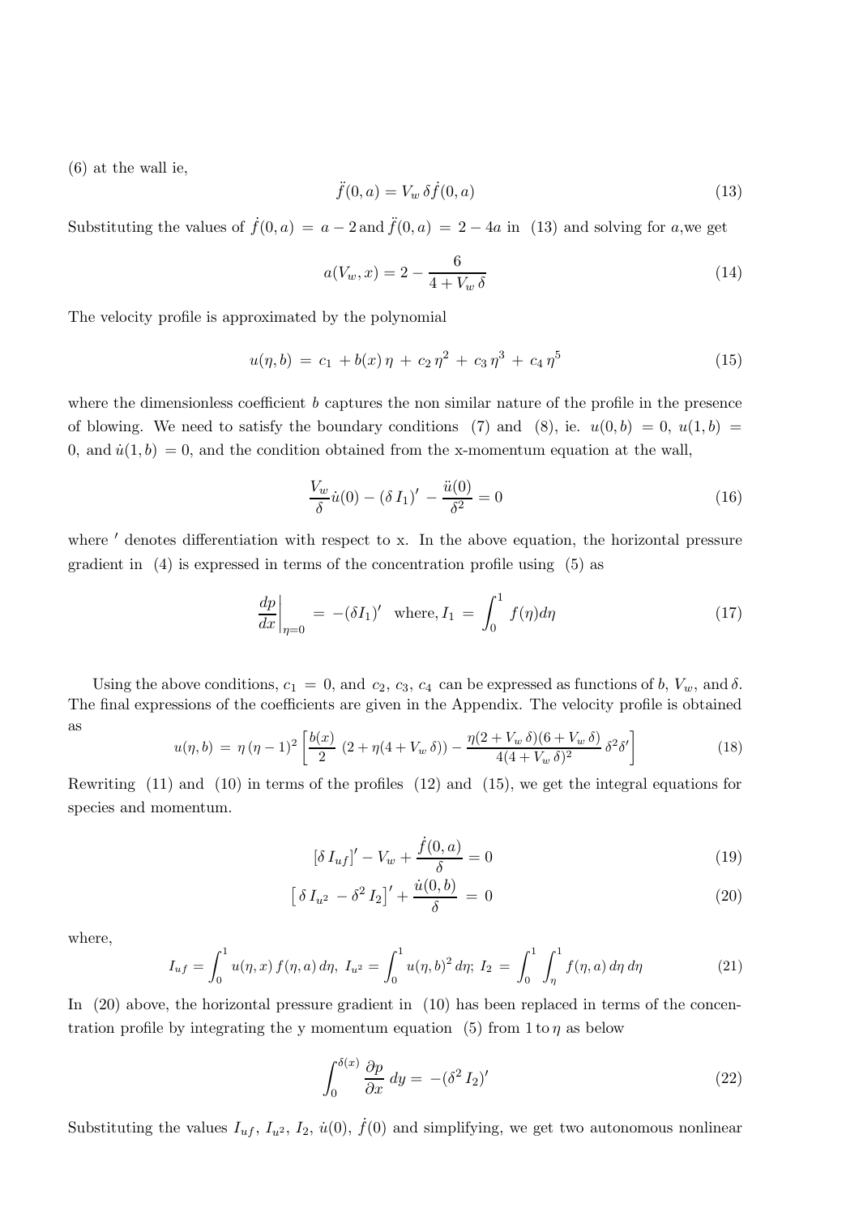(6) at the wall ie,

$$\ddot{f}(0,a) = V_w \, \delta \dot{f}(0,a) \tag{13}$$

Substituting the values of $\dot{f}(0,a) = a - 2$ and $\ddot{f}(0,a) = 2 - 4a$ in (13) and solving for $a$,we get

$$a(V_w, x) = 2 - \frac{6}{4 + V_w \, \delta} \tag{14}$$

The velocity profile is approximated by the polynomial

$$u(\eta, b) \, = \, c_1 \, + b(x) \, \eta \, + \, c_2 \, \eta^2 \, + \, c_3 \, \eta^3 \, + \, c_4 \, \eta^5 \tag{15}$$

where the dimensionless coefficient $b$ captures the non similar nature of the profile in the presence of blowing. We need to satisfy the boundary conditions (7) and (8), ie. $u(0,b) = 0$, $u(1,b) = 0$, and $\dot{u}(1,b) = 0$, and the condition obtained from the x-momentum equation at the wall,

$$\frac{V_w}{\delta}\dot{u}(0) - (\delta \, I_1)' - \frac{\ddot{u}(0)}{\delta^2} = 0 \tag{16}$$

where $'$ denotes differentiation with respect to x. In the above equation, the horizontal pressure gradient in (4) is expressed in terms of the concentration profile using (5) as

$$\left.\frac{dp}{dx}\right|_{\eta=0} \, = \, -(\delta I_1)' \;\; \text{where,} \, I_1 \, = \, \int_0^1 f(\eta) d\eta \tag{17}$$

Using the above conditions, $c_1 = 0$, and $c_2$, $c_3$, $c_4$ can be expressed as functions of $b$, $V_w$, and $\delta$. The final expressions of the coefficients are given in the Appendix. The velocity profile is obtained as

$$u(\eta, b) \, = \, \eta \, (\eta - 1)^2 \left[ \frac{b(x)}{2} \, (2 + \eta(4 + V_w \, \delta)) - \frac{\eta(2 + V_w \, \delta)(6 + V_w \, \delta)}{4(4 + V_w \, \delta)^2} \, \delta^2 \delta' \right] \tag{18}$$

Rewriting (11) and (10) in terms of the profiles (12) and (15), we get the integral equations for species and momentum.

$$[\delta \, I_{uf}]' - V_w + \frac{\dot{f}(0,a)}{\delta} = 0 \tag{19}$$

$$\left[ \, \delta \, I_{u^2} \, - \delta^2 \, I_2 \right]' + \frac{\dot{u}(0,b)}{\delta} \, = \, 0 \tag{20}$$

where,

$$I_{uf} = \int_0^1 u(\eta, x) \, f(\eta, a) \, d\eta, \; I_{u^2} = \int_0^1 u(\eta, b)^2 \, d\eta; \; I_2 \, = \, \int_0^1 \int_\eta^1 f(\eta, a) \, d\eta \, d\eta \tag{21}$$

In (20) above, the horizontal pressure gradient in (10) has been replaced in terms of the concentration profile by integrating the y momentum equation (5) from 1 to $\eta$ as below

$$\int_0^{\delta(x)} \frac{\partial p}{\partial x} \, dy = \, -(\delta^2 \, I_2)' \tag{22}$$

Substituting the values $I_{uf}$, $I_{u^2}$, $I_2$, $\dot{u}(0)$, $\dot{f}(0)$ and simplifying, we get two autonomous nonlinear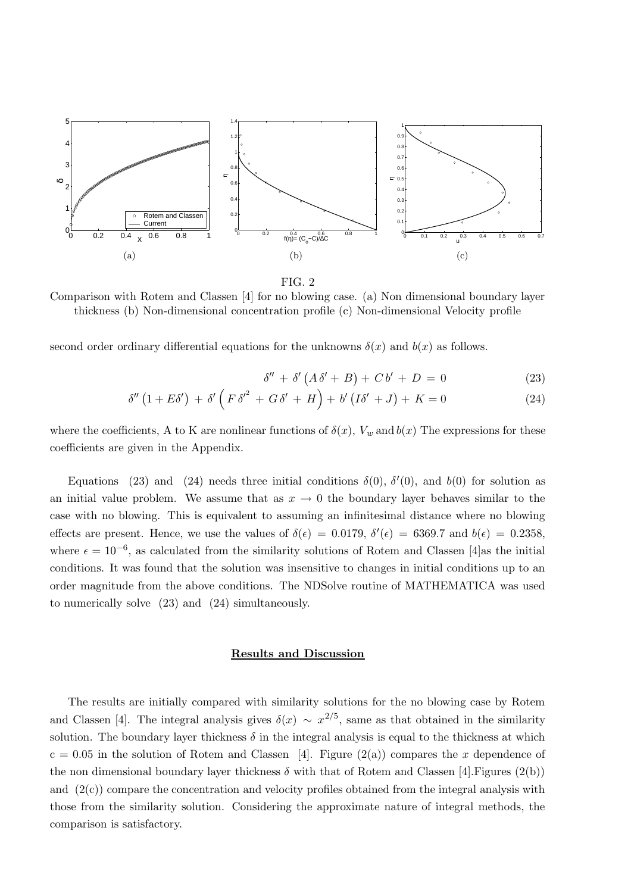FIG. 2

Comparison with Rotem and Classen [4] for no blowing case. (a) Non dimensional boundary layer thickness (b) Non-dimensional concentration profile (c) Non-dimensional Velocity profile

second order ordinary differential equations for the unknowns $\delta(x)$ and $b(x)$ as follows.

$$\delta'' + \delta' \left(A\,\delta' + B\right) + C\,b' + D = 0 \tag{23}$$

$$\delta'' \left(1 + E\delta'\right) + \delta' \left(F\,\delta'^2 + G\,\delta' + H\right) + b' \left(I\delta' + J\right) + K = 0 \tag{24}$$

where the coefficients, A to K are nonlinear functions of $\delta(x)$, $V_w$ and $b(x)$ The expressions for these coefficients are given in the Appendix.

Equations (23) and (24) needs three initial conditions $\delta(0)$, $\delta'(0)$, and $b(0)$ for solution as an initial value problem. We assume that as $x \to 0$ the boundary layer behaves similar to the case with no blowing. This is equivalent to assuming an infinitesimal distance where no blowing effects are present. Hence, we use the values of $\delta(\epsilon) = 0.0179$, $\delta'(\epsilon) = 6369.7$ and $b(\epsilon) = 0.2358$, where $\epsilon = 10^{-6}$, as calculated from the similarity solutions of Rotem and Classen [4]as the initial conditions. It was found that the solution was insensitive to changes in initial conditions up to an order magnitude from the above conditions. The NDSolve routine of MATHEMATICA was used to numerically solve (23) and (24) simultaneously.

## Results and Discussion

The results are initially compared with similarity solutions for the no blowing case by Rotem and Classen [4]. The integral analysis gives $\delta(x) \sim x^{2/5}$, same as that obtained in the similarity solution. The boundary layer thickness $\delta$ in the integral analysis is equal to the thickness at which c = 0.05 in the solution of Rotem and Classen [4]. Figure (2(a)) compares the $x$ dependence of the non dimensional boundary layer thickness $\delta$ with that of Rotem and Classen [4].Figures (2(b)) and (2(c)) compare the concentration and velocity profiles obtained from the integral analysis with those from the similarity solution. Considering the approximate nature of integral methods, the comparison is satisfactory.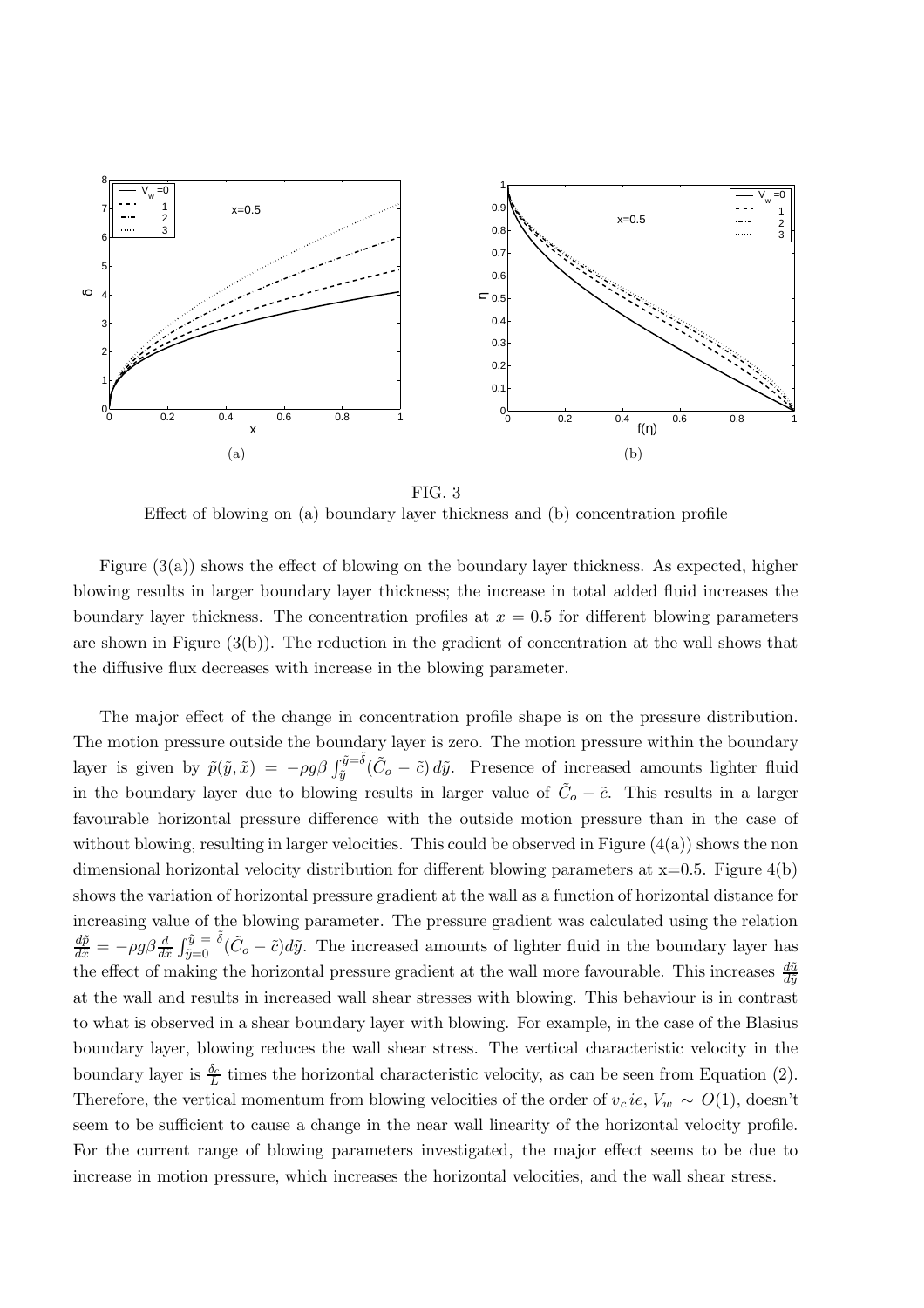(a)

(b)

FIG. 3
Effect of blowing on (a) boundary layer thickness and (b) concentration profile

Figure (3(a)) shows the effect of blowing on the boundary layer thickness. As expected, higher blowing results in larger boundary layer thickness; the increase in total added fluid increases the boundary layer thickness. The concentration profiles at $x = 0.5$ for different blowing parameters are shown in Figure (3(b)). The reduction in the gradient of concentration at the wall shows that the diffusive flux decreases with increase in the blowing parameter.

The major effect of the change in concentration profile shape is on the pressure distribution. The motion pressure outside the boundary layer is zero. The motion pressure within the boundary layer is given by $\tilde{p}(\tilde{y}, \tilde{x}) = -\rho g \beta \int_{\tilde{y}}^{\tilde{y}=\tilde{\delta}} (\tilde{C}_o - \tilde{c})\, d\tilde{y}$. Presence of increased amounts lighter fluid in the boundary layer due to blowing results in larger value of $\tilde{C}_o - \tilde{c}$. This results in a larger favourable horizontal pressure difference with the outside motion pressure than in the case of without blowing, resulting in larger velocities. This could be observed in Figure (4(a)) shows the non dimensional horizontal velocity distribution for different blowing parameters at x=0.5. Figure 4(b) shows the variation of horizontal pressure gradient at the wall as a function of horizontal distance for increasing value of the blowing parameter. The pressure gradient was calculated using the relation $\frac{d\tilde{p}}{d\tilde{x}} = -\rho g \beta \frac{d}{d\tilde{x}} \int_{\tilde{y}=0}^{\tilde{y}\,=\,\tilde{\delta}} (\tilde{C}_o - \tilde{c}) d\tilde{y}$. The increased amounts of lighter fluid in the boundary layer has the effect of making the horizontal pressure gradient at the wall more favourable. This increases $\frac{d\tilde{u}}{d\tilde{y}}$ at the wall and results in increased wall shear stresses with blowing. This behaviour is in contrast to what is observed in a shear boundary layer with blowing. For example, in the case of the Blasius boundary layer, blowing reduces the wall shear stress. The vertical characteristic velocity in the boundary layer is $\frac{\delta_c}{L}$ times the horizontal characteristic velocity, as can be seen from Equation (2). Therefore, the vertical momentum from blowing velocities of the order of $v_c\, ie$, $V_w \sim O(1)$, doesn't seem to be sufficient to cause a change in the near wall linearity of the horizontal velocity profile. For the current range of blowing parameters investigated, the major effect seems to be due to increase in motion pressure, which increases the horizontal velocities, and the wall shear stress.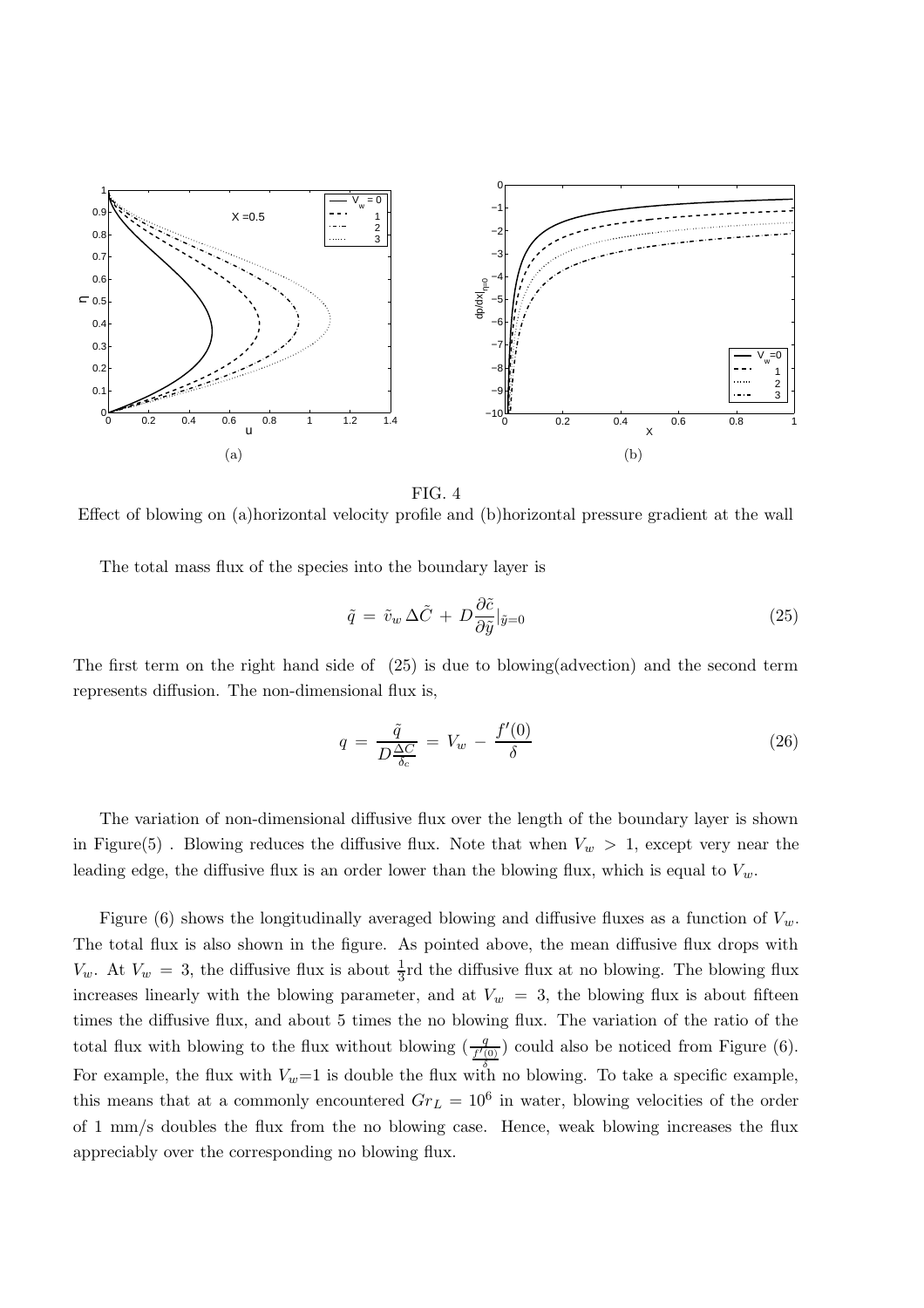FIG. 4
Effect of blowing on (a)horizontal velocity profile and (b)horizontal pressure gradient at the wall

The total mass flux of the species into the boundary layer is

$$\tilde{q} \,=\, \tilde{v}_w \,\Delta\tilde{C} \,+\, D\frac{\partial \tilde{c}}{\partial \tilde{y}}|_{\tilde{y}=0} \tag{25}$$

The first term on the right hand side of (25) is due to blowing(advection) and the second term represents diffusion. The non-dimensional flux is,

$$q \,=\, \frac{\tilde{q}}{D\frac{\Delta C}{\delta_c}} \,=\, V_w \,-\, \frac{f'(0)}{\delta} \tag{26}$$

The variation of non-dimensional diffusive flux over the length of the boundary layer is shown in Figure(5) . Blowing reduces the diffusive flux. Note that when $V_w \,>\, 1$, except very near the leading edge, the diffusive flux is an order lower than the blowing flux, which is equal to $V_w$.

Figure (6) shows the longitudinally averaged blowing and diffusive fluxes as a function of $V_w$. The total flux is also shown in the figure. As pointed above, the mean diffusive flux drops with $V_w$. At $V_w \,=\, 3$, the diffusive flux is about $\frac{1}{3}$rd the diffusive flux at no blowing. The blowing flux increases linearly with the blowing parameter, and at $V_w \,=\, 3$, the blowing flux is about fifteen times the diffusive flux, and about 5 times the no blowing flux. The variation of the ratio of the total flux with blowing to the flux without blowing ($\frac{q}{\frac{f'(0)}{\delta}}$) could also be noticed from Figure (6). For example, the flux with $V_w$=1 is double the flux with no blowing. To take a specific example, this means that at a commonly encountered $Gr_L \,=\, 10^6$ in water, blowing velocities of the order of 1 mm/s doubles the flux from the no blowing case. Hence, weak blowing increases the flux appreciably over the corresponding no blowing flux.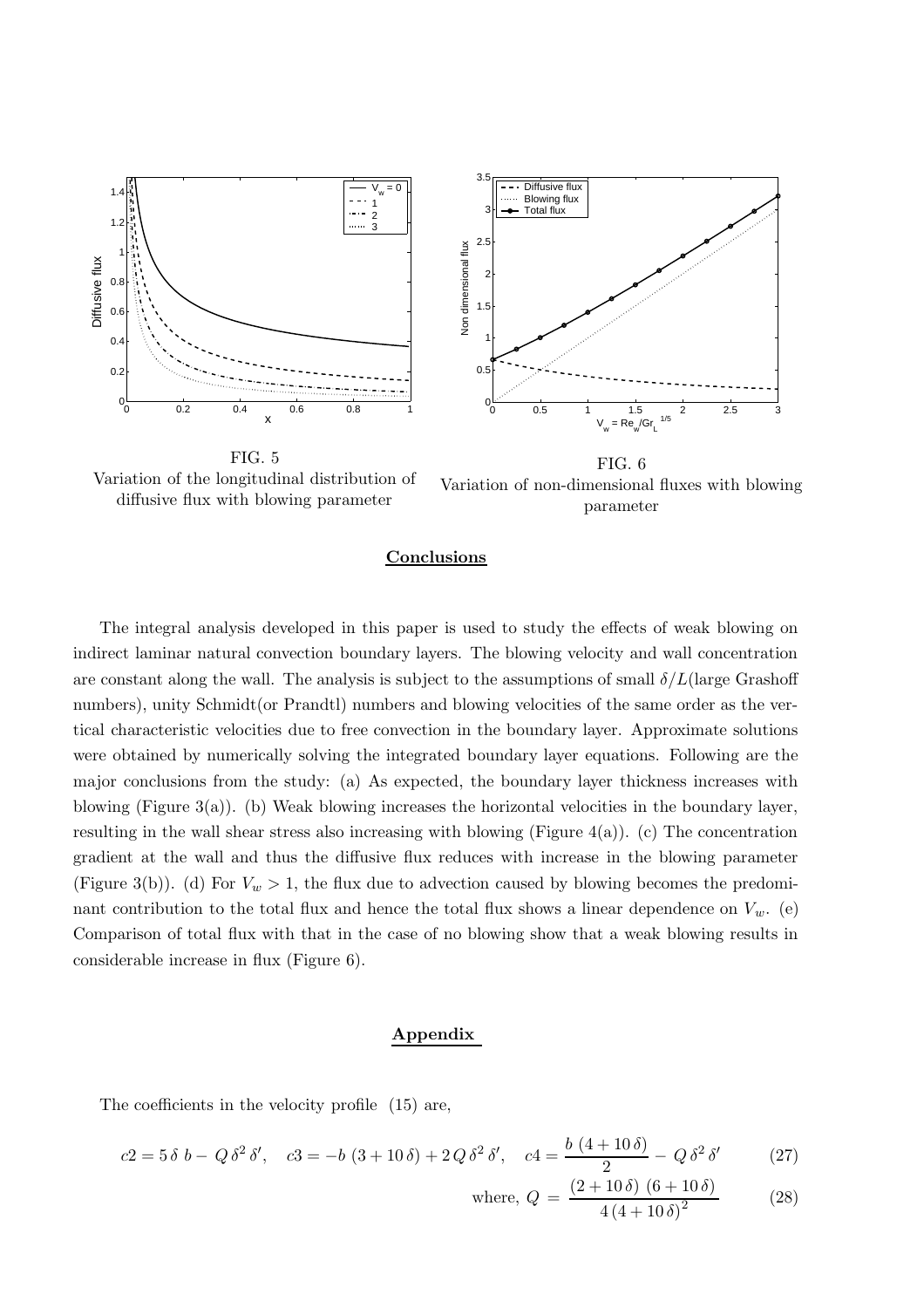FIG. 5
Variation of the longitudinal distribution of diffusive flux with blowing parameter

FIG. 6
Variation of non-dimensional fluxes with blowing parameter

## Conclusions

The integral analysis developed in this paper is used to study the effects of weak blowing on indirect laminar natural convection boundary layers. The blowing velocity and wall concentration are constant along the wall. The analysis is subject to the assumptions of small $\delta/L$(large Grashoff numbers), unity Schmidt(or Prandtl) numbers and blowing velocities of the same order as the vertical characteristic velocities due to free convection in the boundary layer. Approximate solutions were obtained by numerically solving the integrated boundary layer equations. Following are the major conclusions from the study: (a) As expected, the boundary layer thickness increases with blowing (Figure 3(a)). (b) Weak blowing increases the horizontal velocities in the boundary layer, resulting in the wall shear stress also increasing with blowing (Figure 4(a)). (c) The concentration gradient at the wall and thus the diffusive flux reduces with increase in the blowing parameter (Figure 3(b)). (d) For $V_w > 1$, the flux due to advection caused by blowing becomes the predominant contribution to the total flux and hence the total flux shows a linear dependence on $V_w$. (e) Comparison of total flux with that in the case of no blowing show that a weak blowing results in considerable increase in flux (Figure 6).

## Appendix

The coefficients in the velocity profile (15) are,

$$c2 = 5\,\delta\;b - \;Q\,\delta^2\,\delta', \quad c3 = -b\;(3 + 10\,\delta) + 2\,Q\,\delta^2\,\delta', \quad c4 = \frac{b\;(4 + 10\,\delta)}{2} - \;Q\,\delta^2\,\delta' \tag{27}$$

$$\text{where, } Q \;=\; \frac{(2 + 10\,\delta)\;(6 + 10\,\delta)}{4\,(4 + 10\,\delta)^2} \tag{28}$$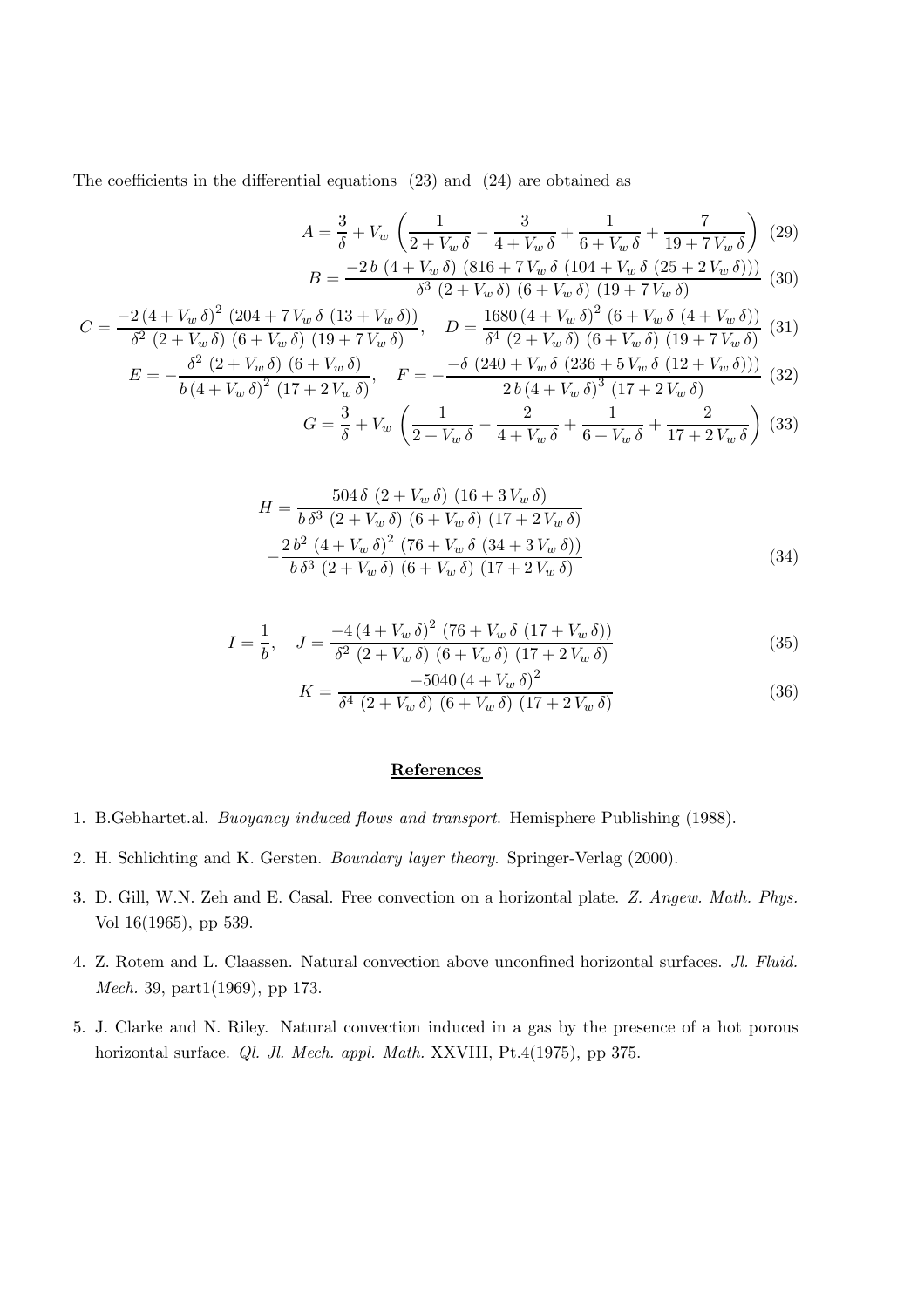The coefficients in the differential equations (23) and (24) are obtained as

$$A = \frac{3}{\delta} + V_w \left( \frac{1}{2 + V_w \delta} - \frac{3}{4 + V_w \delta} + \frac{1}{6 + V_w \delta} + \frac{7}{19 + 7 V_w \delta} \right) \quad (29)$$

$$B = \frac{-2\, b\, (4 + V_w \delta)\, (816 + 7 V_w \delta\, (104 + V_w \delta\, (25 + 2 V_w \delta)))}{\delta^3\, (2 + V_w \delta)\, (6 + V_w \delta)\, (19 + 7 V_w \delta)} \quad (30)$$

$$C = \frac{-2\,(4 + V_w \delta)^2\, (204 + 7 V_w \delta\, (13 + V_w \delta))}{\delta^2\, (2 + V_w \delta)\, (6 + V_w \delta)\, (19 + 7 V_w \delta)}, \quad D = \frac{1680\,(4 + V_w \delta)^2\, (6 + V_w \delta\, (4 + V_w \delta))}{\delta^4\, (2 + V_w \delta)\, (6 + V_w \delta)\, (19 + 7 V_w \delta)} \quad (31)$$

$$E = -\frac{\delta^2\, (2 + V_w \delta)\, (6 + V_w \delta)}{b\,(4 + V_w \delta)^2\, (17 + 2 V_w \delta)}, \quad F = -\frac{-\delta\, (240 + V_w \delta\, (236 + 5 V_w \delta\, (12 + V_w \delta)))}{2\, b\,(4 + V_w \delta)^3\, (17 + 2 V_w \delta)} \quad (32)$$

$$G = \frac{3}{\delta} + V_w \left( \frac{1}{2 + V_w \delta} - \frac{2}{4 + V_w \delta} + \frac{1}{6 + V_w \delta} + \frac{2}{17 + 2 V_w \delta} \right) \quad (33)$$

$$H = \frac{504\, \delta\, (2 + V_w \delta)\, (16 + 3 V_w \delta)}{b\, \delta^3\, (2 + V_w \delta)\, (6 + V_w \delta)\, (17 + 2 V_w \delta)} - \frac{2\, b^2\, (4 + V_w \delta)^2\, (76 + V_w \delta\, (34 + 3 V_w \delta))}{b\, \delta^3\, (2 + V_w \delta)\, (6 + V_w \delta)\, (17 + 2 V_w \delta)} \quad (34)$$

$$I = \frac{1}{b}, \quad J = \frac{-4\,(4 + V_w \delta)^2\, (76 + V_w \delta\, (17 + V_w \delta))}{\delta^2\, (2 + V_w \delta)\, (6 + V_w \delta)\, (17 + 2 V_w \delta)} \quad (35)$$

$$K = \frac{-5040\,(4 + V_w \delta)^2}{\delta^4\, (2 + V_w \delta)\, (6 + V_w \delta)\, (17 + 2 V_w \delta)} \quad (36)$$

## References

1. B.Gebhartet.al. *Buoyancy induced flows and transport*. Hemisphere Publishing (1988).
2. H. Schlichting and K. Gersten. *Boundary layer theory*. Springer-Verlag (2000).
3. D. Gill, W.N. Zeh and E. Casal. Free convection on a horizontal plate. *Z. Angew. Math. Phys.* Vol 16(1965), pp 539.
4. Z. Rotem and L. Claassen. Natural convection above unconfined horizontal surfaces. *Jl. Fluid. Mech.* 39, part1(1969), pp 173.
5. J. Clarke and N. Riley. Natural convection induced in a gas by the presence of a hot porous horizontal surface. *Ql. Jl. Mech. appl. Math.* XXVIII, Pt.4(1975), pp 375.